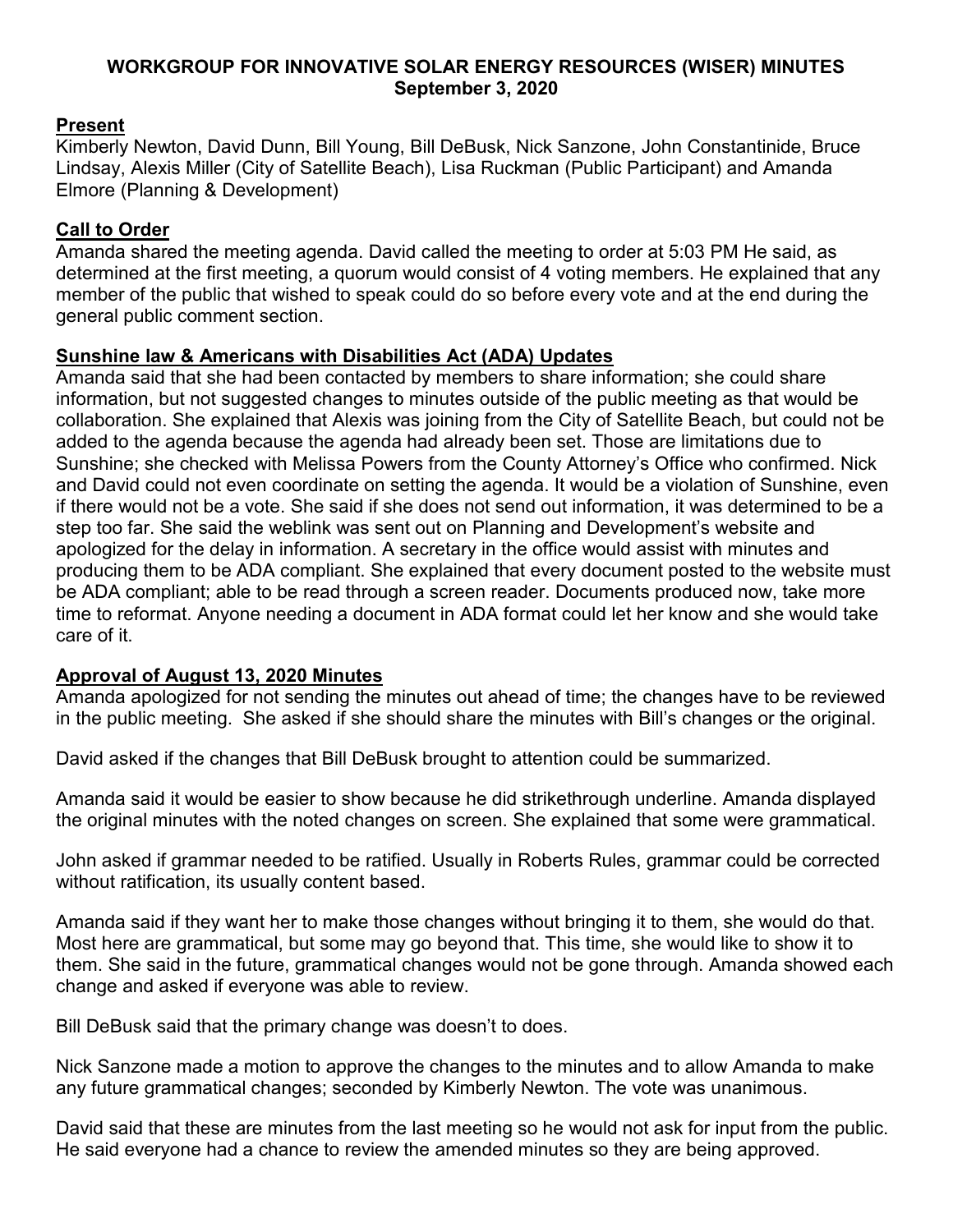# WORKGROUP FOR INNOVATIVE SOLAR ENERGY RESOURCES (WISER) MINUTES
## September 3, 2020

### Present

Kimberly Newton, David Dunn, Bill Young, Bill DeBusk, Nick Sanzone, John Constantinide, Bruce Lindsay, Alexis Miller (City of Satellite Beach), Lisa Ruckman (Public Participant) and Amanda Elmore (Planning & Development)

### Call to Order

Amanda shared the meeting agenda. David called the meeting to order at 5:03 PM He said, as determined at the first meeting, a quorum would consist of 4 voting members. He explained that any member of the public that wished to speak could do so before every vote and at the end during the general public comment section.

### Sunshine law & Americans with Disabilities Act (ADA) Updates

Amanda said that she had been contacted by members to share information; she could share information, but not suggested changes to minutes outside of the public meeting as that would be collaboration. She explained that Alexis was joining from the City of Satellite Beach, but could not be added to the agenda because the agenda had already been set. Those are limitations due to Sunshine; she checked with Melissa Powers from the County Attorney's Office who confirmed. Nick and David could not even coordinate on setting the agenda. It would be a violation of Sunshine, even if there would not be a vote. She said if she does not send out information, it was determined to be a step too far. She said the weblink was sent out on Planning and Development's website and apologized for the delay in information. A secretary in the office would assist with minutes and producing them to be ADA compliant. She explained that every document posted to the website must be ADA compliant; able to be read through a screen reader. Documents produced now, take more time to reformat. Anyone needing a document in ADA format could let her know and she would take care of it.

### Approval of August 13, 2020 Minutes

Amanda apologized for not sending the minutes out ahead of time; the changes have to be reviewed in the public meeting. She asked if she should share the minutes with Bill's changes or the original.

David asked if the changes that Bill DeBusk brought to attention could be summarized.

Amanda said it would be easier to show because he did strikethrough underline. Amanda displayed the original minutes with the noted changes on screen. She explained that some were grammatical.

John asked if grammar needed to be ratified. Usually in Roberts Rules, grammar could be corrected without ratification, its usually content based.

Amanda said if they want her to make those changes without bringing it to them, she would do that. Most here are grammatical, but some may go beyond that. This time, she would like to show it to them. She said in the future, grammatical changes would not be gone through. Amanda showed each change and asked if everyone was able to review.

Bill DeBusk said that the primary change was doesn't to does.

Nick Sanzone made a motion to approve the changes to the minutes and to allow Amanda to make any future grammatical changes; seconded by Kimberly Newton. The vote was unanimous.

David said that these are minutes from the last meeting so he would not ask for input from the public. He said everyone had a chance to review the amended minutes so they are being approved.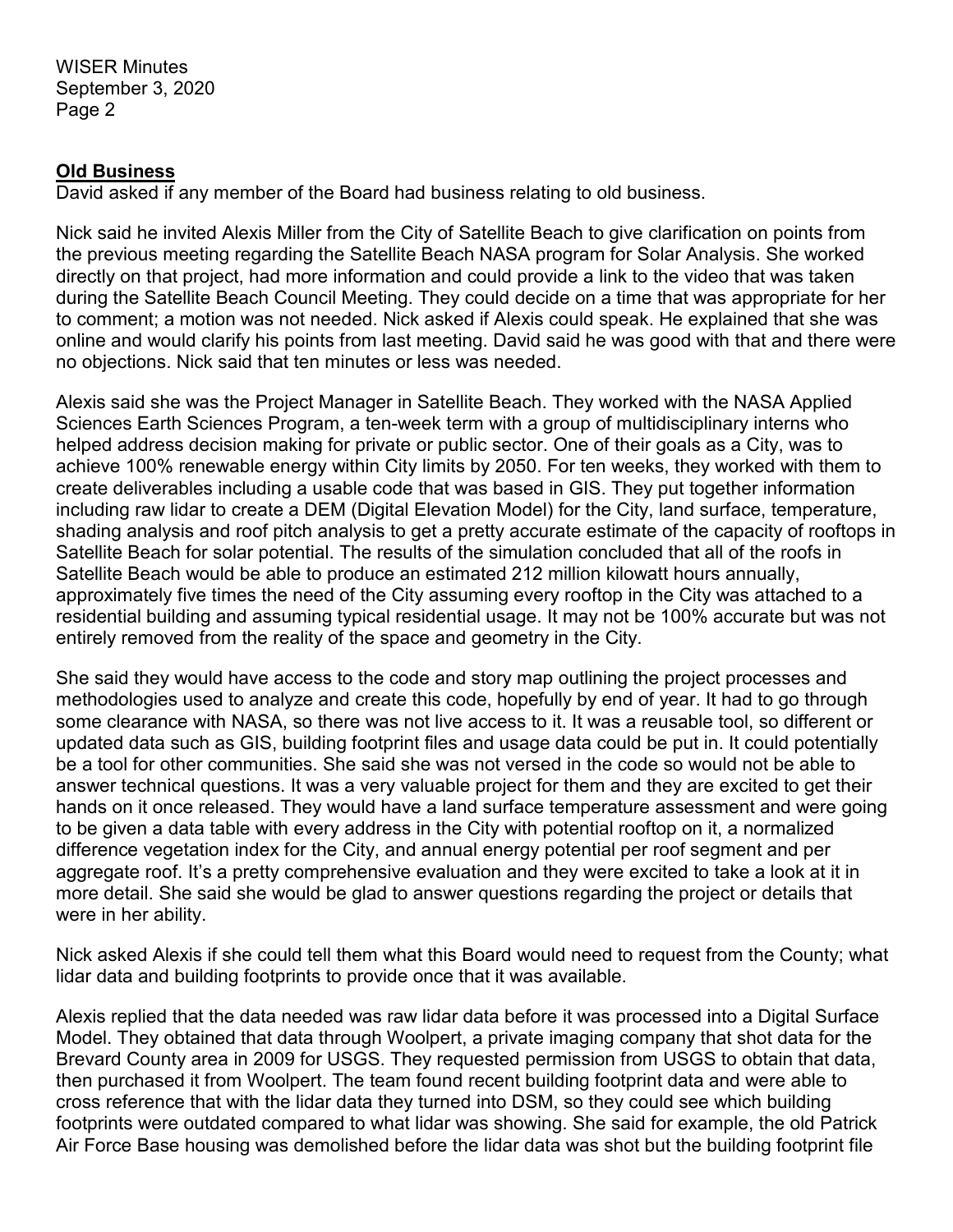**Old Business**

David asked if any member of the Board had business relating to old business.

Nick said he invited Alexis Miller from the City of Satellite Beach to give clarification on points from the previous meeting regarding the Satellite Beach NASA program for Solar Analysis. She worked directly on that project, had more information and could provide a link to the video that was taken during the Satellite Beach Council Meeting. They could decide on a time that was appropriate for her to comment; a motion was not needed. Nick asked if Alexis could speak. He explained that she was online and would clarify his points from last meeting. David said he was good with that and there were no objections. Nick said that ten minutes or less was needed.

Alexis said she was the Project Manager in Satellite Beach. They worked with the NASA Applied Sciences Earth Sciences Program, a ten-week term with a group of multidisciplinary interns who helped address decision making for private or public sector. One of their goals as a City, was to achieve 100% renewable energy within City limits by 2050. For ten weeks, they worked with them to create deliverables including a usable code that was based in GIS. They put together information including raw lidar to create a DEM (Digital Elevation Model) for the City, land surface, temperature, shading analysis and roof pitch analysis to get a pretty accurate estimate of the capacity of rooftops in Satellite Beach for solar potential. The results of the simulation concluded that all of the roofs in Satellite Beach would be able to produce an estimated 212 million kilowatt hours annually, approximately five times the need of the City assuming every rooftop in the City was attached to a residential building and assuming typical residential usage. It may not be 100% accurate but was not entirely removed from the reality of the space and geometry in the City.

She said they would have access to the code and story map outlining the project processes and methodologies used to analyze and create this code, hopefully by end of year. It had to go through some clearance with NASA, so there was not live access to it. It was a reusable tool, so different or updated data such as GIS, building footprint files and usage data could be put in. It could potentially be a tool for other communities. She said she was not versed in the code so would not be able to answer technical questions. It was a very valuable project for them and they are excited to get their hands on it once released. They would have a land surface temperature assessment and were going to be given a data table with every address in the City with potential rooftop on it, a normalized difference vegetation index for the City, and annual energy potential per roof segment and per aggregate roof. It's a pretty comprehensive evaluation and they were excited to take a look at it in more detail. She said she would be glad to answer questions regarding the project or details that were in her ability.

Nick asked Alexis if she could tell them what this Board would need to request from the County; what lidar data and building footprints to provide once that it was available.

Alexis replied that the data needed was raw lidar data before it was processed into a Digital Surface Model. They obtained that data through Woolpert, a private imaging company that shot data for the Brevard County area in 2009 for USGS. They requested permission from USGS to obtain that data, then purchased it from Woolpert. The team found recent building footprint data and were able to cross reference that with the lidar data they turned into DSM, so they could see which building footprints were outdated compared to what lidar was showing. She said for example, the old Patrick Air Force Base housing was demolished before the lidar data was shot but the building footprint file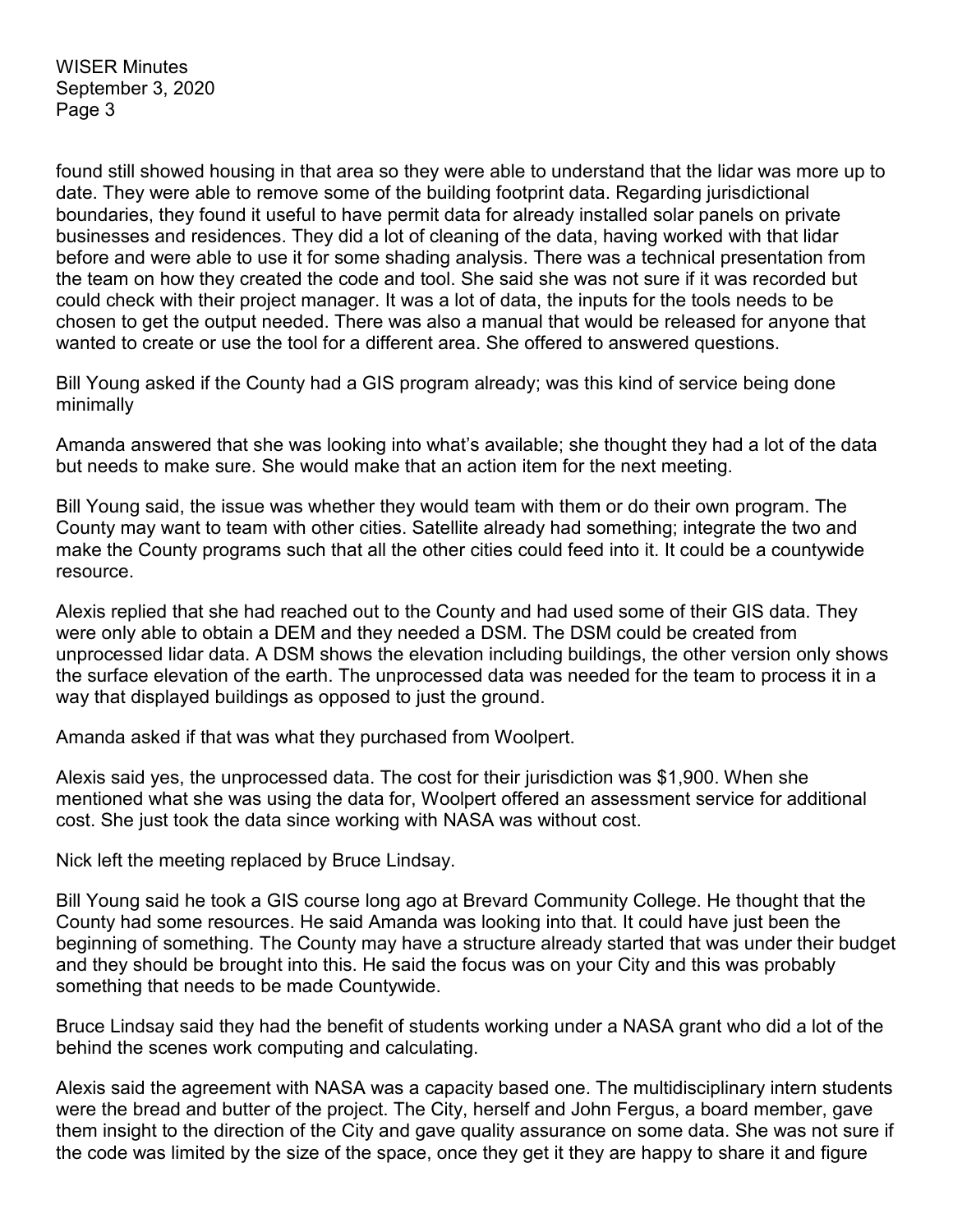found still showed housing in that area so they were able to understand that the lidar was more up to date. They were able to remove some of the building footprint data. Regarding jurisdictional boundaries, they found it useful to have permit data for already installed solar panels on private businesses and residences. They did a lot of cleaning of the data, having worked with that lidar before and were able to use it for some shading analysis. There was a technical presentation from the team on how they created the code and tool. She said she was not sure if it was recorded but could check with their project manager. It was a lot of data, the inputs for the tools needs to be chosen to get the output needed. There was also a manual that would be released for anyone that wanted to create or use the tool for a different area. She offered to answered questions.

Bill Young asked if the County had a GIS program already; was this kind of service being done minimally

Amanda answered that she was looking into what's available; she thought they had a lot of the data but needs to make sure. She would make that an action item for the next meeting.

Bill Young said, the issue was whether they would team with them or do their own program. The County may want to team with other cities. Satellite already had something; integrate the two and make the County programs such that all the other cities could feed into it. It could be a countywide resource.

Alexis replied that she had reached out to the County and had used some of their GIS data. They were only able to obtain a DEM and they needed a DSM. The DSM could be created from unprocessed lidar data. A DSM shows the elevation including buildings, the other version only shows the surface elevation of the earth. The unprocessed data was needed for the team to process it in a way that displayed buildings as opposed to just the ground.

Amanda asked if that was what they purchased from Woolpert.

Alexis said yes, the unprocessed data. The cost for their jurisdiction was $1,900. When she mentioned what she was using the data for, Woolpert offered an assessment service for additional cost. She just took the data since working with NASA was without cost.

Nick left the meeting replaced by Bruce Lindsay.

Bill Young said he took a GIS course long ago at Brevard Community College. He thought that the County had some resources. He said Amanda was looking into that. It could have just been the beginning of something. The County may have a structure already started that was under their budget and they should be brought into this. He said the focus was on your City and this was probably something that needs to be made Countywide.

Bruce Lindsay said they had the benefit of students working under a NASA grant who did a lot of the behind the scenes work computing and calculating.

Alexis said the agreement with NASA was a capacity based one. The multidisciplinary intern students were the bread and butter of the project. The City, herself and John Fergus, a board member, gave them insight to the direction of the City and gave quality assurance on some data. She was not sure if the code was limited by the size of the space, once they get it they are happy to share it and figure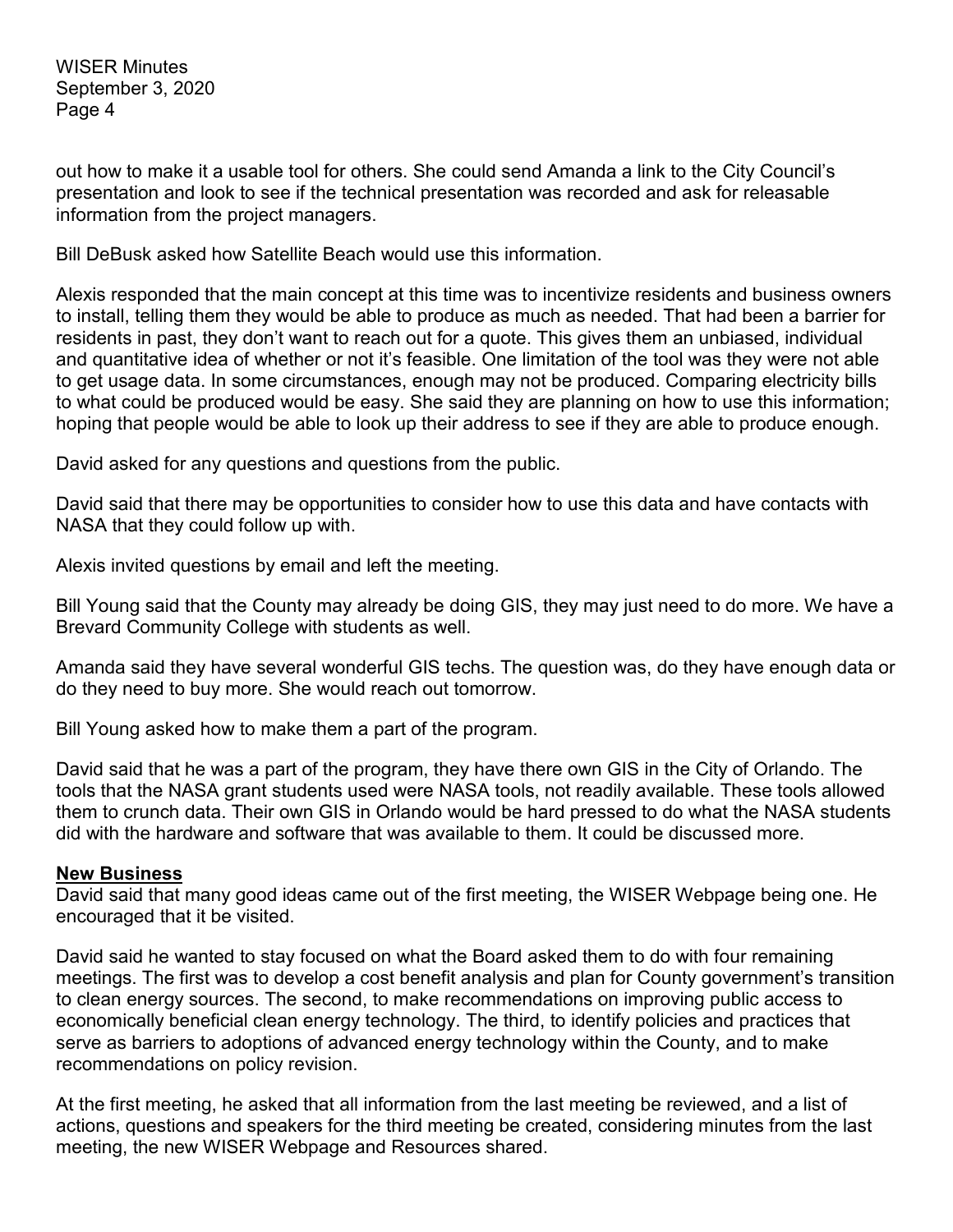out how to make it a usable tool for others. She could send Amanda a link to the City Council's presentation and look to see if the technical presentation was recorded and ask for releasable information from the project managers.

Bill DeBusk asked how Satellite Beach would use this information.

Alexis responded that the main concept at this time was to incentivize residents and business owners to install, telling them they would be able to produce as much as needed. That had been a barrier for residents in past, they don't want to reach out for a quote. This gives them an unbiased, individual and quantitative idea of whether or not it's feasible. One limitation of the tool was they were not able to get usage data. In some circumstances, enough may not be produced. Comparing electricity bills to what could be produced would be easy. She said they are planning on how to use this information; hoping that people would be able to look up their address to see if they are able to produce enough.

David asked for any questions and questions from the public.

David said that there may be opportunities to consider how to use this data and have contacts with NASA that they could follow up with.

Alexis invited questions by email and left the meeting.

Bill Young said that the County may already be doing GIS, they may just need to do more. We have a Brevard Community College with students as well.

Amanda said they have several wonderful GIS techs. The question was, do they have enough data or do they need to buy more. She would reach out tomorrow.

Bill Young asked how to make them a part of the program.

David said that he was a part of the program, they have there own GIS in the City of Orlando. The tools that the NASA grant students used were NASA tools, not readily available. These tools allowed them to crunch data. Their own GIS in Orlando would be hard pressed to do what the NASA students did with the hardware and software that was available to them. It could be discussed more.

**New Business**

David said that many good ideas came out of the first meeting, the WISER Webpage being one. He encouraged that it be visited.

David said he wanted to stay focused on what the Board asked them to do with four remaining meetings. The first was to develop a cost benefit analysis and plan for County government's transition to clean energy sources. The second, to make recommendations on improving public access to economically beneficial clean energy technology. The third, to identify policies and practices that serve as barriers to adoptions of advanced energy technology within the County, and to make recommendations on policy revision.

At the first meeting, he asked that all information from the last meeting be reviewed, and a list of actions, questions and speakers for the third meeting be created, considering minutes from the last meeting, the new WISER Webpage and Resources shared.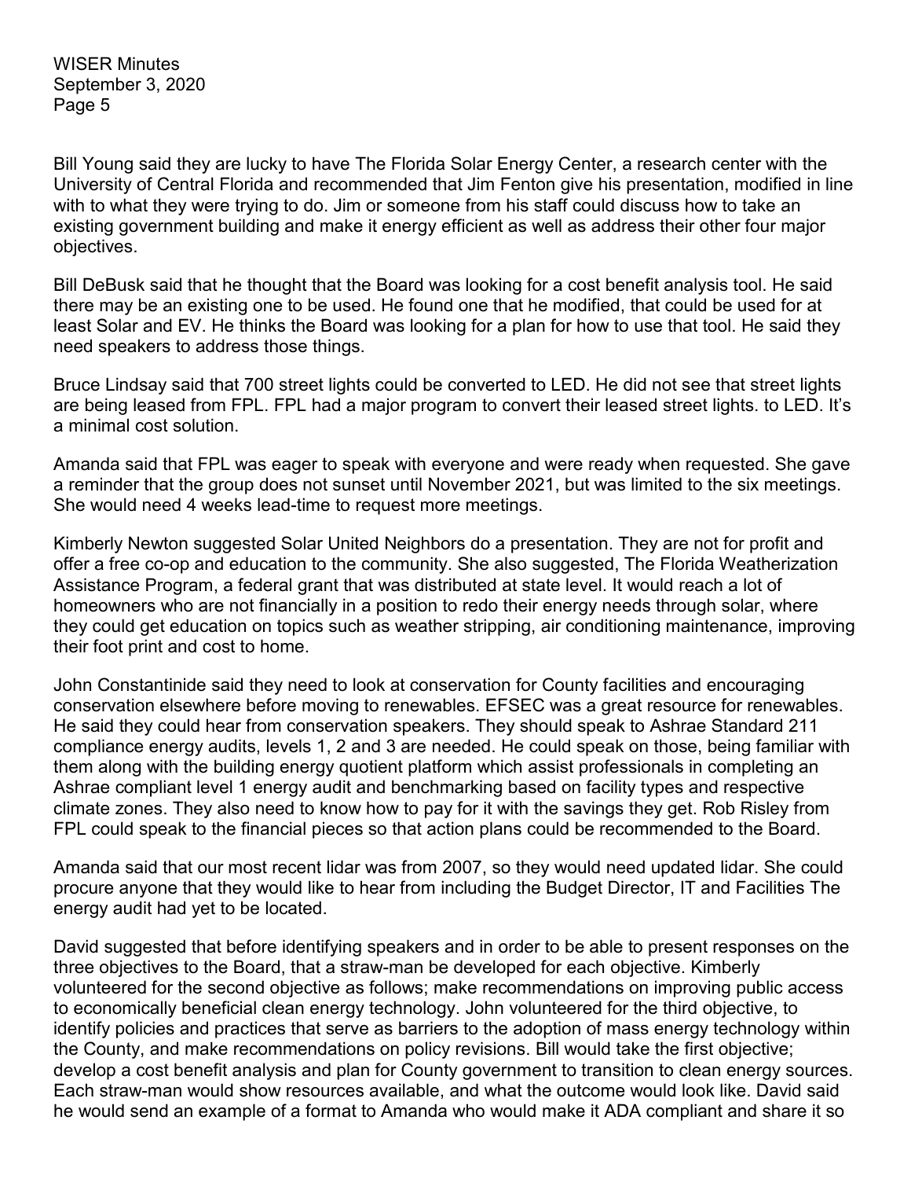Bill Young said they are lucky to have The Florida Solar Energy Center, a research center with the University of Central Florida and recommended that Jim Fenton give his presentation, modified in line with to what they were trying to do. Jim or someone from his staff could discuss how to take an existing government building and make it energy efficient as well as address their other four major objectives.

Bill DeBusk said that he thought that the Board was looking for a cost benefit analysis tool. He said there may be an existing one to be used. He found one that he modified, that could be used for at least Solar and EV. He thinks the Board was looking for a plan for how to use that tool. He said they need speakers to address those things.

Bruce Lindsay said that 700 street lights could be converted to LED. He did not see that street lights are being leased from FPL. FPL had a major program to convert their leased street lights. to LED. It's a minimal cost solution.

Amanda said that FPL was eager to speak with everyone and were ready when requested. She gave a reminder that the group does not sunset until November 2021, but was limited to the six meetings. She would need 4 weeks lead-time to request more meetings.

Kimberly Newton suggested Solar United Neighbors do a presentation. They are not for profit and offer a free co-op and education to the community. She also suggested, The Florida Weatherization Assistance Program, a federal grant that was distributed at state level. It would reach a lot of homeowners who are not financially in a position to redo their energy needs through solar, where they could get education on topics such as weather stripping, air conditioning maintenance, improving their foot print and cost to home.

John Constantinide said they need to look at conservation for County facilities and encouraging conservation elsewhere before moving to renewables. EFSEC was a great resource for renewables. He said they could hear from conservation speakers. They should speak to Ashrae Standard 211 compliance energy audits, levels 1, 2 and 3 are needed. He could speak on those, being familiar with them along with the building energy quotient platform which assist professionals in completing an Ashrae compliant level 1 energy audit and benchmarking based on facility types and respective climate zones. They also need to know how to pay for it with the savings they get. Rob Risley from FPL could speak to the financial pieces so that action plans could be recommended to the Board.

Amanda said that our most recent lidar was from 2007, so they would need updated lidar. She could procure anyone that they would like to hear from including the Budget Director, IT and Facilities The energy audit had yet to be located.

David suggested that before identifying speakers and in order to be able to present responses on the three objectives to the Board, that a straw-man be developed for each objective. Kimberly volunteered for the second objective as follows; make recommendations on improving public access to economically beneficial clean energy technology. John volunteered for the third objective, to identify policies and practices that serve as barriers to the adoption of mass energy technology within the County, and make recommendations on policy revisions. Bill would take the first objective; develop a cost benefit analysis and plan for County government to transition to clean energy sources. Each straw-man would show resources available, and what the outcome would look like. David said he would send an example of a format to Amanda who would make it ADA compliant and share it so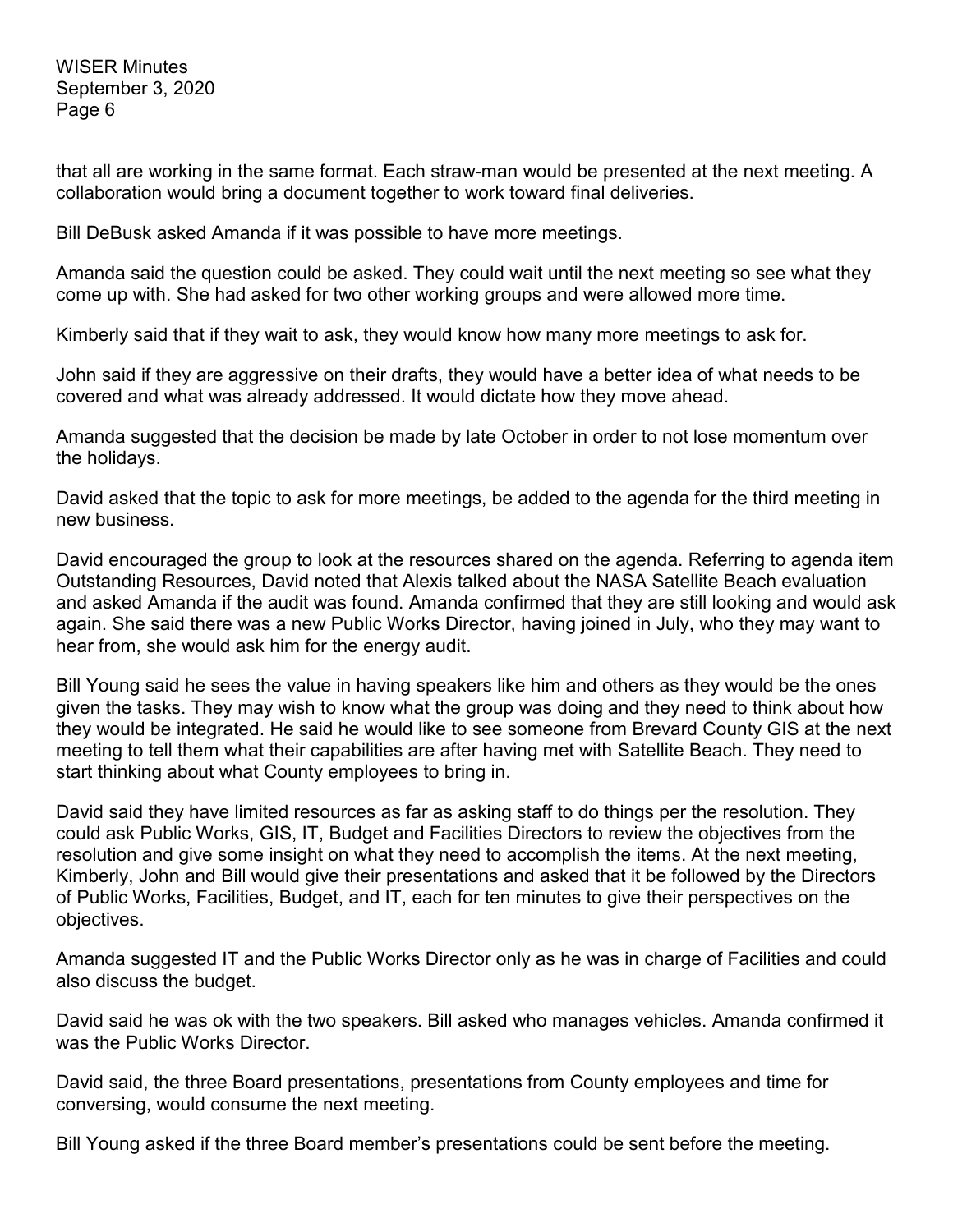that all are working in the same format. Each straw-man would be presented at the next meeting. A collaboration would bring a document together to work toward final deliveries.

Bill DeBusk asked Amanda if it was possible to have more meetings.

Amanda said the question could be asked. They could wait until the next meeting so see what they come up with. She had asked for two other working groups and were allowed more time.

Kimberly said that if they wait to ask, they would know how many more meetings to ask for.

John said if they are aggressive on their drafts, they would have a better idea of what needs to be covered and what was already addressed. It would dictate how they move ahead.

Amanda suggested that the decision be made by late October in order to not lose momentum over the holidays.

David asked that the topic to ask for more meetings, be added to the agenda for the third meeting in new business.

David encouraged the group to look at the resources shared on the agenda. Referring to agenda item Outstanding Resources, David noted that Alexis talked about the NASA Satellite Beach evaluation and asked Amanda if the audit was found. Amanda confirmed that they are still looking and would ask again. She said there was a new Public Works Director, having joined in July, who they may want to hear from, she would ask him for the energy audit.

Bill Young said he sees the value in having speakers like him and others as they would be the ones given the tasks. They may wish to know what the group was doing and they need to think about how they would be integrated. He said he would like to see someone from Brevard County GIS at the next meeting to tell them what their capabilities are after having met with Satellite Beach. They need to start thinking about what County employees to bring in.

David said they have limited resources as far as asking staff to do things per the resolution. They could ask Public Works, GIS, IT, Budget and Facilities Directors to review the objectives from the resolution and give some insight on what they need to accomplish the items. At the next meeting, Kimberly, John and Bill would give their presentations and asked that it be followed by the Directors of Public Works, Facilities, Budget, and IT, each for ten minutes to give their perspectives on the objectives.

Amanda suggested IT and the Public Works Director only as he was in charge of Facilities and could also discuss the budget.

David said he was ok with the two speakers. Bill asked who manages vehicles. Amanda confirmed it was the Public Works Director.

David said, the three Board presentations, presentations from County employees and time for conversing, would consume the next meeting.

Bill Young asked if the three Board member's presentations could be sent before the meeting.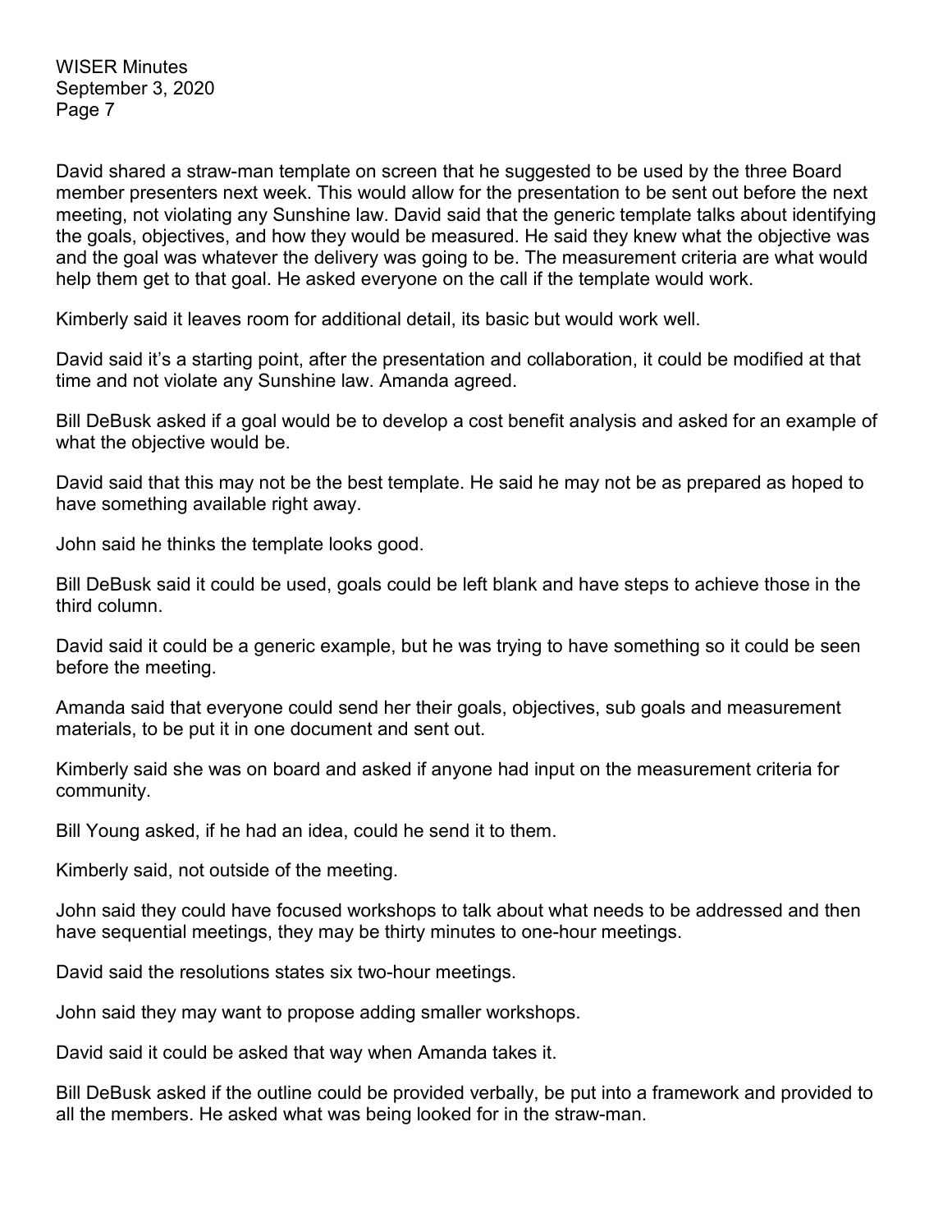David shared a straw-man template on screen that he suggested to be used by the three Board member presenters next week. This would allow for the presentation to be sent out before the next meeting, not violating any Sunshine law. David said that the generic template talks about identifying the goals, objectives, and how they would be measured. He said they knew what the objective was and the goal was whatever the delivery was going to be. The measurement criteria are what would help them get to that goal. He asked everyone on the call if the template would work.

Kimberly said it leaves room for additional detail, its basic but would work well.

David said it's a starting point, after the presentation and collaboration, it could be modified at that time and not violate any Sunshine law. Amanda agreed.

Bill DeBusk asked if a goal would be to develop a cost benefit analysis and asked for an example of what the objective would be.

David said that this may not be the best template. He said he may not be as prepared as hoped to have something available right away.

John said he thinks the template looks good.

Bill DeBusk said it could be used, goals could be left blank and have steps to achieve those in the third column.

David said it could be a generic example, but he was trying to have something so it could be seen before the meeting.

Amanda said that everyone could send her their goals, objectives, sub goals and measurement materials, to be put it in one document and sent out.

Kimberly said she was on board and asked if anyone had input on the measurement criteria for community.

Bill Young asked, if he had an idea, could he send it to them.

Kimberly said, not outside of the meeting.

John said they could have focused workshops to talk about what needs to be addressed and then have sequential meetings, they may be thirty minutes to one-hour meetings.

David said the resolutions states six two-hour meetings.

John said they may want to propose adding smaller workshops.

David said it could be asked that way when Amanda takes it.

Bill DeBusk asked if the outline could be provided verbally, be put into a framework and provided to all the members. He asked what was being looked for in the straw-man.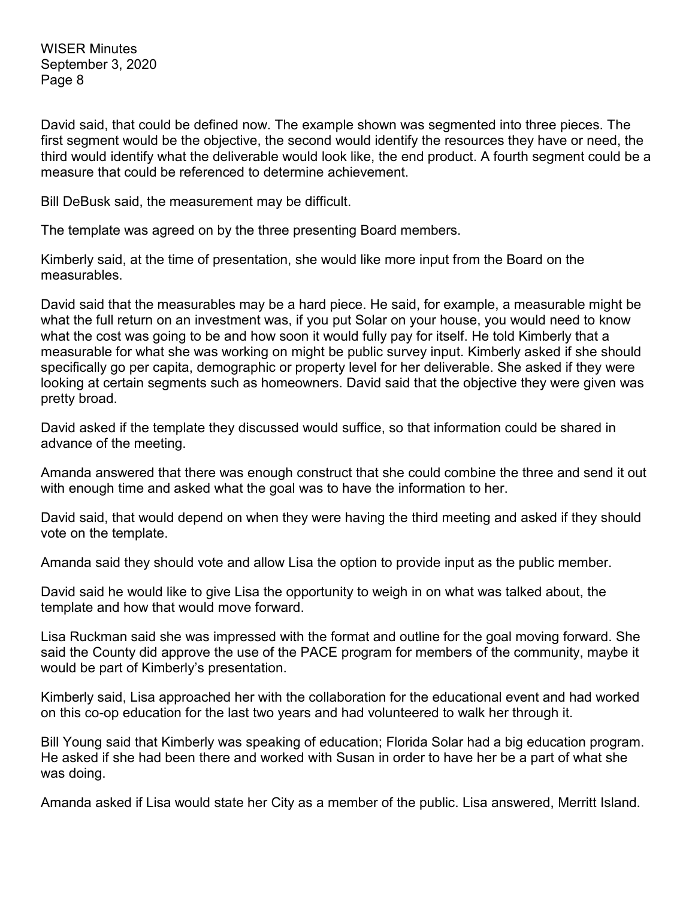David said, that could be defined now. The example shown was segmented into three pieces. The first segment would be the objective, the second would identify the resources they have or need, the third would identify what the deliverable would look like, the end product. A fourth segment could be a measure that could be referenced to determine achievement.

Bill DeBusk said, the measurement may be difficult.

The template was agreed on by the three presenting Board members.

Kimberly said, at the time of presentation, she would like more input from the Board on the measurables.

David said that the measurables may be a hard piece. He said, for example, a measurable might be what the full return on an investment was, if you put Solar on your house, you would need to know what the cost was going to be and how soon it would fully pay for itself. He told Kimberly that a measurable for what she was working on might be public survey input. Kimberly asked if she should specifically go per capita, demographic or property level for her deliverable. She asked if they were looking at certain segments such as homeowners. David said that the objective they were given was pretty broad.

David asked if the template they discussed would suffice, so that information could be shared in advance of the meeting.

Amanda answered that there was enough construct that she could combine the three and send it out with enough time and asked what the goal was to have the information to her.

David said, that would depend on when they were having the third meeting and asked if they should vote on the template.

Amanda said they should vote and allow Lisa the option to provide input as the public member.

David said he would like to give Lisa the opportunity to weigh in on what was talked about, the template and how that would move forward.

Lisa Ruckman said she was impressed with the format and outline for the goal moving forward. She said the County did approve the use of the PACE program for members of the community, maybe it would be part of Kimberly's presentation.

Kimberly said, Lisa approached her with the collaboration for the educational event and had worked on this co-op education for the last two years and had volunteered to walk her through it.

Bill Young said that Kimberly was speaking of education; Florida Solar had a big education program. He asked if she had been there and worked with Susan in order to have her be a part of what she was doing.

Amanda asked if Lisa would state her City as a member of the public. Lisa answered, Merritt Island.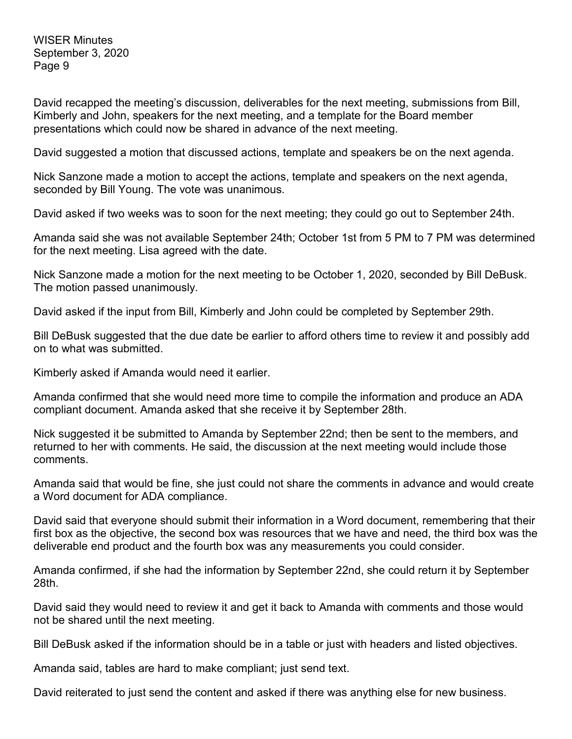David recapped the meeting's discussion, deliverables for the next meeting, submissions from Bill, Kimberly and John, speakers for the next meeting, and a template for the Board member presentations which could now be shared in advance of the next meeting.

David suggested a motion that discussed actions, template and speakers be on the next agenda.

Nick Sanzone made a motion to accept the actions, template and speakers on the next agenda, seconded by Bill Young. The vote was unanimous.

David asked if two weeks was to soon for the next meeting; they could go out to September 24th.

Amanda said she was not available September 24th; October 1st from 5 PM to 7 PM was determined for the next meeting. Lisa agreed with the date.

Nick Sanzone made a motion for the next meeting to be October 1, 2020, seconded by Bill DeBusk. The motion passed unanimously.

David asked if the input from Bill, Kimberly and John could be completed by September 29th.

Bill DeBusk suggested that the due date be earlier to afford others time to review it and possibly add on to what was submitted.

Kimberly asked if Amanda would need it earlier.

Amanda confirmed that she would need more time to compile the information and produce an ADA compliant document. Amanda asked that she receive it by September 28th.

Nick suggested it be submitted to Amanda by September 22nd; then be sent to the members, and returned to her with comments. He said, the discussion at the next meeting would include those comments.

Amanda said that would be fine, she just could not share the comments in advance and would create a Word document for ADA compliance.

David said that everyone should submit their information in a Word document, remembering that their first box as the objective, the second box was resources that we have and need, the third box was the deliverable end product and the fourth box was any measurements you could consider.

Amanda confirmed, if she had the information by September 22nd, she could return it by September 28th.

David said they would need to review it and get it back to Amanda with comments and those would not be shared until the next meeting.

Bill DeBusk asked if the information should be in a table or just with headers and listed objectives.

Amanda said, tables are hard to make compliant; just send text.

David reiterated to just send the content and asked if there was anything else for new business.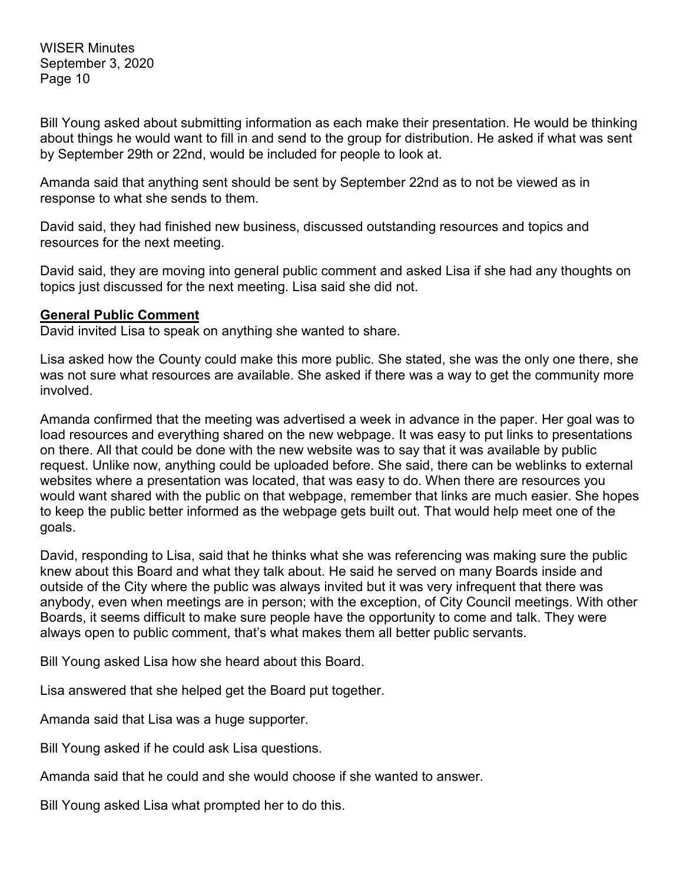Bill Young asked about submitting information as each make their presentation. He would be thinking about things he would want to fill in and send to the group for distribution. He asked if what was sent by September 29th or 22nd, would be included for people to look at.

Amanda said that anything sent should be sent by September 22nd as to not be viewed as in response to what she sends to them.

David said, they had finished new business, discussed outstanding resources and topics and resources for the next meeting.

David said, they are moving into general public comment and asked Lisa if she had any thoughts on topics just discussed for the next meeting. Lisa said she did not.

**General Public Comment**

David invited Lisa to speak on anything she wanted to share.

Lisa asked how the County could make this more public. She stated, she was the only one there, she was not sure what resources are available. She asked if there was a way to get the community more involved.

Amanda confirmed that the meeting was advertised a week in advance in the paper. Her goal was to load resources and everything shared on the new webpage. It was easy to put links to presentations on there. All that could be done with the new website was to say that it was available by public request. Unlike now, anything could be uploaded before. She said, there can be weblinks to external websites where a presentation was located, that was easy to do. When there are resources you would want shared with the public on that webpage, remember that links are much easier. She hopes to keep the public better informed as the webpage gets built out. That would help meet one of the goals.

David, responding to Lisa, said that he thinks what she was referencing was making sure the public knew about this Board and what they talk about. He said he served on many Boards inside and outside of the City where the public was always invited but it was very infrequent that there was anybody, even when meetings are in person; with the exception, of City Council meetings. With other Boards, it seems difficult to make sure people have the opportunity to come and talk. They were always open to public comment, that's what makes them all better public servants.

Bill Young asked Lisa how she heard about this Board.

Lisa answered that she helped get the Board put together.

Amanda said that Lisa was a huge supporter.

Bill Young asked if he could ask Lisa questions.

Amanda said that he could and she would choose if she wanted to answer.

Bill Young asked Lisa what prompted her to do this.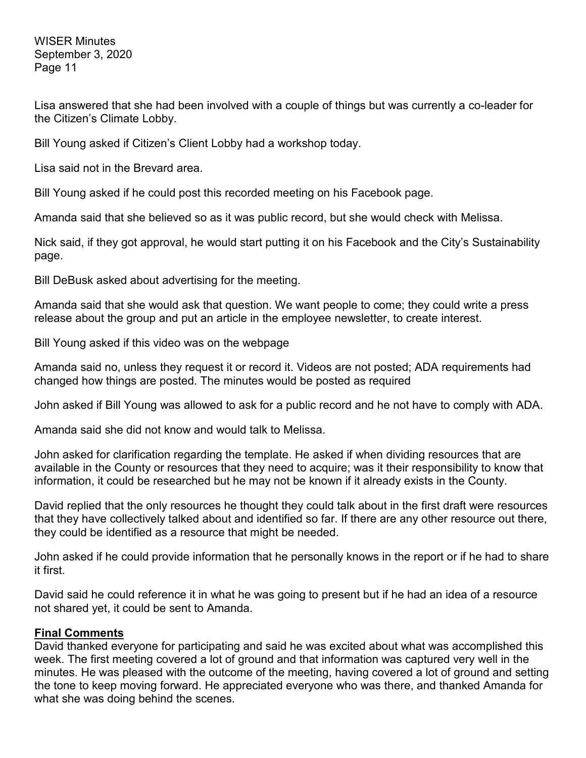Lisa answered that she had been involved with a couple of things but was currently a co-leader for the Citizen's Climate Lobby.

Bill Young asked if Citizen's Client Lobby had a workshop today.

Lisa said not in the Brevard area.

Bill Young asked if he could post this recorded meeting on his Facebook page.

Amanda said that she believed so as it was public record, but she would check with Melissa.

Nick said, if they got approval, he would start putting it on his Facebook and the City's Sustainability page.

Bill DeBusk asked about advertising for the meeting.

Amanda said that she would ask that question. We want people to come; they could write a press release about the group and put an article in the employee newsletter, to create interest.

Bill Young asked if this video was on the webpage

Amanda said no, unless they request it or record it. Videos are not posted; ADA requirements had changed how things are posted. The minutes would be posted as required

John asked if Bill Young was allowed to ask for a public record and he not have to comply with ADA.

Amanda said she did not know and would talk to Melissa.

John asked for clarification regarding the template. He asked if when dividing resources that are available in the County or resources that they need to acquire; was it their responsibility to know that information, it could be researched but he may not be known if it already exists in the County.

David replied that the only resources he thought they could talk about in the first draft were resources that they have collectively talked about and identified so far. If there are any other resource out there, they could be identified as a resource that might be needed.

John asked if he could provide information that he personally knows in the report or if he had to share it first.

David said he could reference it in what he was going to present but if he had an idea of a resource not shared yet, it could be sent to Amanda.

**Final Comments**

David thanked everyone for participating and said he was excited about what was accomplished this week. The first meeting covered a lot of ground and that information was captured very well in the minutes. He was pleased with the outcome of the meeting, having covered a lot of ground and setting the tone to keep moving forward. He appreciated everyone who was there, and thanked Amanda for what she was doing behind the scenes.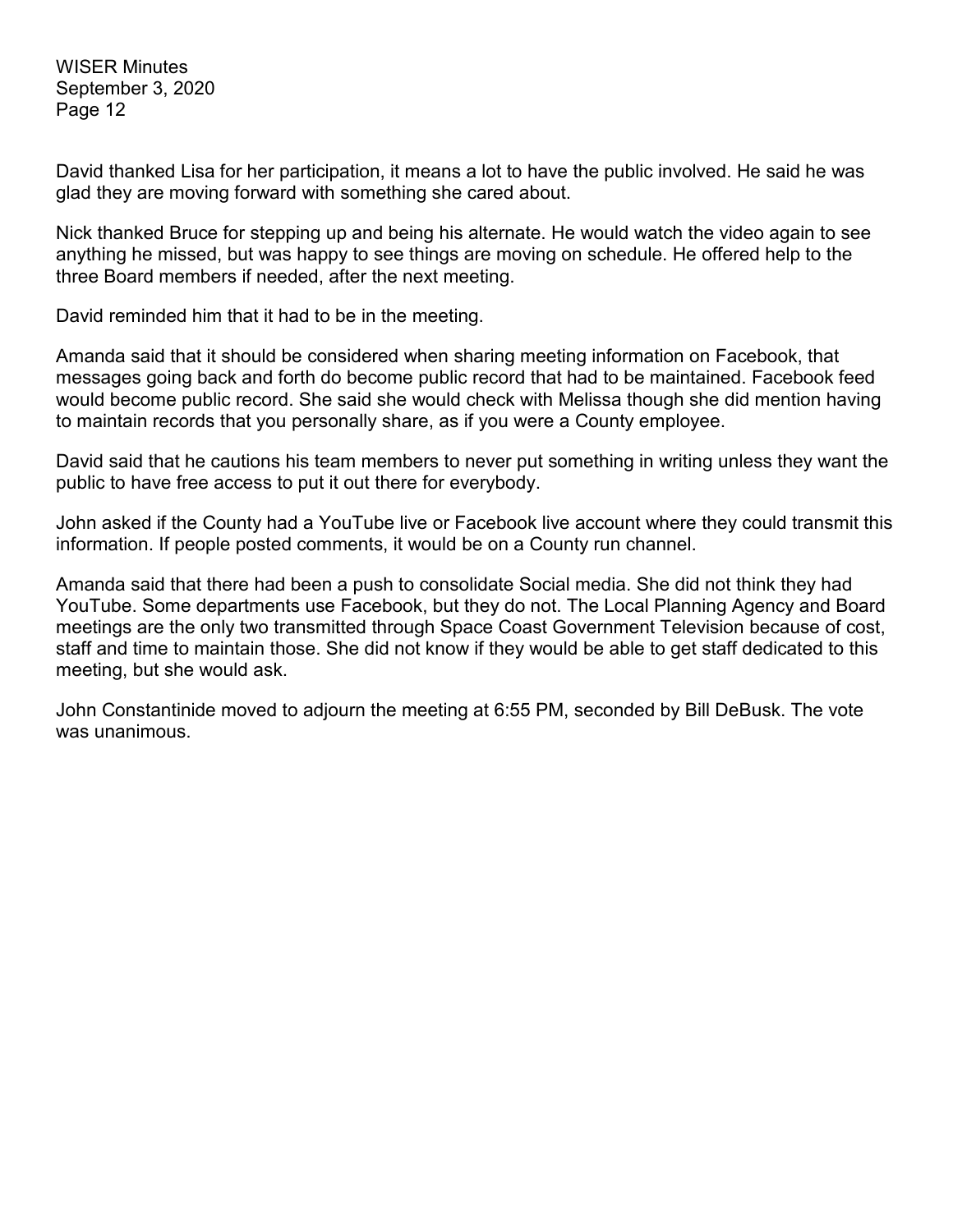David thanked Lisa for her participation, it means a lot to have the public involved. He said he was glad they are moving forward with something she cared about.

Nick thanked Bruce for stepping up and being his alternate. He would watch the video again to see anything he missed, but was happy to see things are moving on schedule. He offered help to the three Board members if needed, after the next meeting.

David reminded him that it had to be in the meeting.

Amanda said that it should be considered when sharing meeting information on Facebook, that messages going back and forth do become public record that had to be maintained. Facebook feed would become public record. She said she would check with Melissa though she did mention having to maintain records that you personally share, as if you were a County employee.

David said that he cautions his team members to never put something in writing unless they want the public to have free access to put it out there for everybody.

John asked if the County had a YouTube live or Facebook live account where they could transmit this information. If people posted comments, it would be on a County run channel.

Amanda said that there had been a push to consolidate Social media. She did not think they had YouTube. Some departments use Facebook, but they do not. The Local Planning Agency and Board meetings are the only two transmitted through Space Coast Government Television because of cost, staff and time to maintain those. She did not know if they would be able to get staff dedicated to this meeting, but she would ask.

John Constantinide moved to adjourn the meeting at 6:55 PM, seconded by Bill DeBusk. The vote was unanimous.